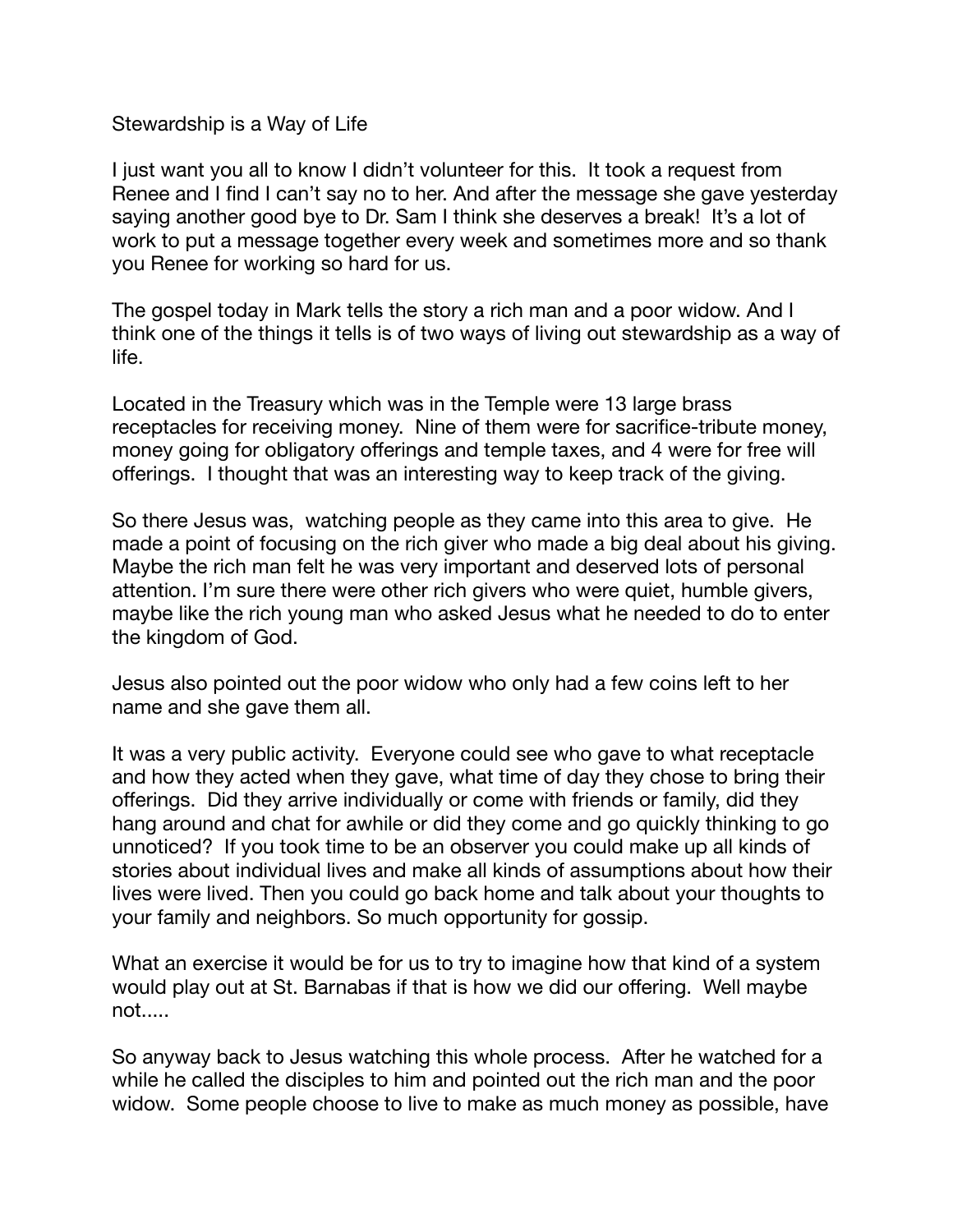# Stewardship is a Way of Life

I just want you all to know I didn't volunteer for this. It took a request from Renee and I find I can't say no to her. And after the message she gave yesterday saying another good bye to Dr. Sam I think she deserves a break! It's a lot of work to put a message together every week and sometimes more and so thank you Renee for working so hard for us.

The gospel today in Mark tells the story a rich man and a poor widow. And I think one of the things it tells is of two ways of living out stewardship as a way of life.

Located in the Treasury which was in the Temple were 13 large brass receptacles for receiving money. Nine of them were for sacrifice-tribute money, money going for obligatory offerings and temple taxes, and 4 were for free will offerings. I thought that was an interesting way to keep track of the giving.

So there Jesus was, watching people as they came into this area to give. He made a point of focusing on the rich giver who made a big deal about his giving. Maybe the rich man felt he was very important and deserved lots of personal attention. I'm sure there were other rich givers who were quiet, humble givers, maybe like the rich young man who asked Jesus what he needed to do to enter the kingdom of God.

Jesus also pointed out the poor widow who only had a few coins left to her name and she gave them all.

It was a very public activity. Everyone could see who gave to what receptacle and how they acted when they gave, what time of day they chose to bring their offerings. Did they arrive individually or come with friends or family, did they hang around and chat for awhile or did they come and go quickly thinking to go unnoticed? If you took time to be an observer you could make up all kinds of stories about individual lives and make all kinds of assumptions about how their lives were lived. Then you could go back home and talk about your thoughts to your family and neighbors. So much opportunity for gossip.

What an exercise it would be for us to try to imagine how that kind of a system would play out at St. Barnabas if that is how we did our offering. Well maybe not.....

So anyway back to Jesus watching this whole process. After he watched for a while he called the disciples to him and pointed out the rich man and the poor widow. Some people choose to live to make as much money as possible, have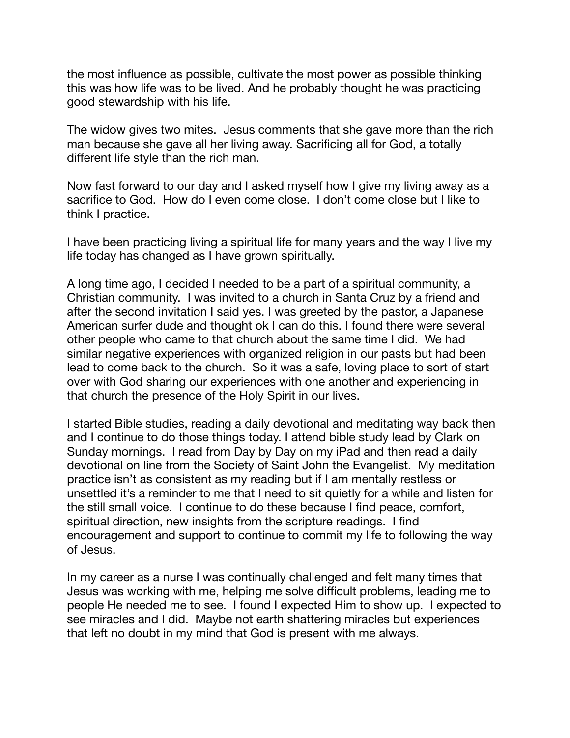the most influence as possible, cultivate the most power as possible thinking this was how life was to be lived. And he probably thought he was practicing good stewardship with his life.

The widow gives two mites. Jesus comments that she gave more than the rich man because she gave all her living away. Sacrificing all for God, a totally different life style than the rich man.

Now fast forward to our day and I asked myself how I give my living away as a sacrifice to God. How do I even come close. I don't come close but I like to think I practice.

I have been practicing living a spiritual life for many years and the way I live my life today has changed as I have grown spiritually.

A long time ago, I decided I needed to be a part of a spiritual community, a Christian community. I was invited to a church in Santa Cruz by a friend and after the second invitation I said yes. I was greeted by the pastor, a Japanese American surfer dude and thought ok I can do this. I found there were several other people who came to that church about the same time I did. We had similar negative experiences with organized religion in our pasts but had been lead to come back to the church. So it was a safe, loving place to sort of start over with God sharing our experiences with one another and experiencing in that church the presence of the Holy Spirit in our lives.

I started Bible studies, reading a daily devotional and meditating way back then and I continue to do those things today. I attend bible study lead by Clark on Sunday mornings. I read from Day by Day on my iPad and then read a daily devotional on line from the Society of Saint John the Evangelist. My meditation practice isn't as consistent as my reading but if I am mentally restless or unsettled it's a reminder to me that I need to sit quietly for a while and listen for the still small voice. I continue to do these because I find peace, comfort, spiritual direction, new insights from the scripture readings. I find encouragement and support to continue to commit my life to following the way of Jesus.

In my career as a nurse I was continually challenged and felt many times that Jesus was working with me, helping me solve difficult problems, leading me to people He needed me to see. I found I expected Him to show up. I expected to see miracles and I did. Maybe not earth shattering miracles but experiences that left no doubt in my mind that God is present with me always.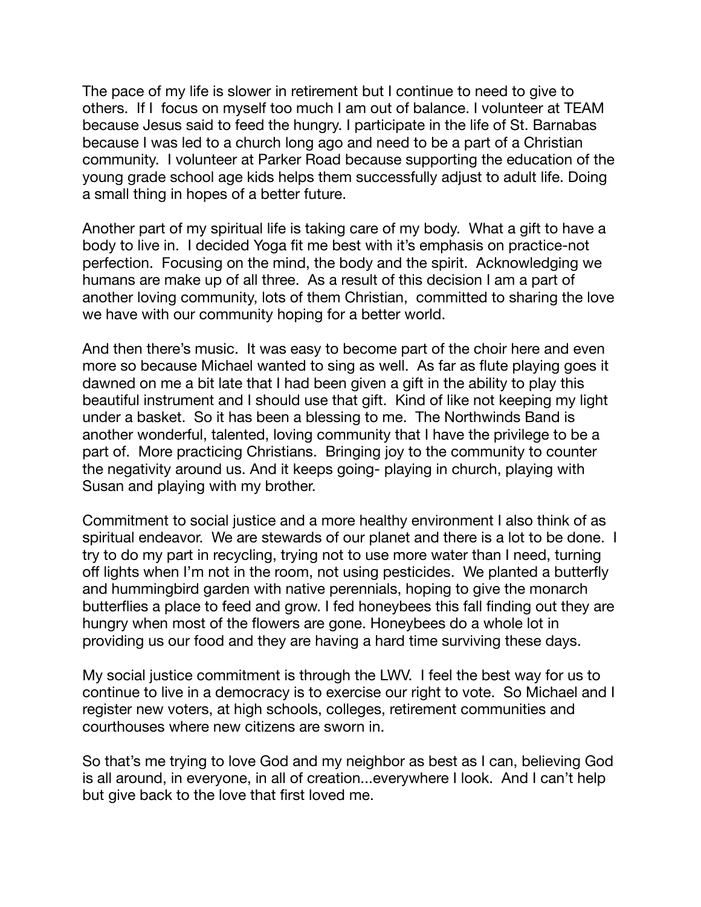The pace of my life is slower in retirement but I continue to need to give to others. If I focus on myself too much I am out of balance. I volunteer at TEAM because Jesus said to feed the hungry. I participate in the life of St. Barnabas because I was led to a church long ago and need to be a part of a Christian community. I volunteer at Parker Road because supporting the education of the young grade school age kids helps them successfully adjust to adult life. Doing a small thing in hopes of a better future.

Another part of my spiritual life is taking care of my body. What a gift to have a body to live in. I decided Yoga fit me best with it's emphasis on practice-not perfection. Focusing on the mind, the body and the spirit. Acknowledging we humans are make up of all three. As a result of this decision I am a part of another loving community, lots of them Christian, committed to sharing the love we have with our community hoping for a better world.

And then there's music. It was easy to become part of the choir here and even more so because Michael wanted to sing as well. As far as flute playing goes it dawned on me a bit late that I had been given a gift in the ability to play this beautiful instrument and I should use that gift. Kind of like not keeping my light under a basket. So it has been a blessing to me. The Northwinds Band is another wonderful, talented, loving community that I have the privilege to be a part of. More practicing Christians. Bringing joy to the community to counter the negativity around us. And it keeps going- playing in church, playing with Susan and playing with my brother.

Commitment to social justice and a more healthy environment I also think of as spiritual endeavor. We are stewards of our planet and there is a lot to be done. I try to do my part in recycling, trying not to use more water than I need, turning off lights when I'm not in the room, not using pesticides. We planted a butterfly and hummingbird garden with native perennials, hoping to give the monarch butterflies a place to feed and grow. I fed honeybees this fall finding out they are hungry when most of the flowers are gone. Honeybees do a whole lot in providing us our food and they are having a hard time surviving these days.

My social justice commitment is through the LWV. I feel the best way for us to continue to live in a democracy is to exercise our right to vote. So Michael and I register new voters, at high schools, colleges, retirement communities and courthouses where new citizens are sworn in.

So that's me trying to love God and my neighbor as best as I can, believing God is all around, in everyone, in all of creation...everywhere I look. And I can't help but give back to the love that first loved me.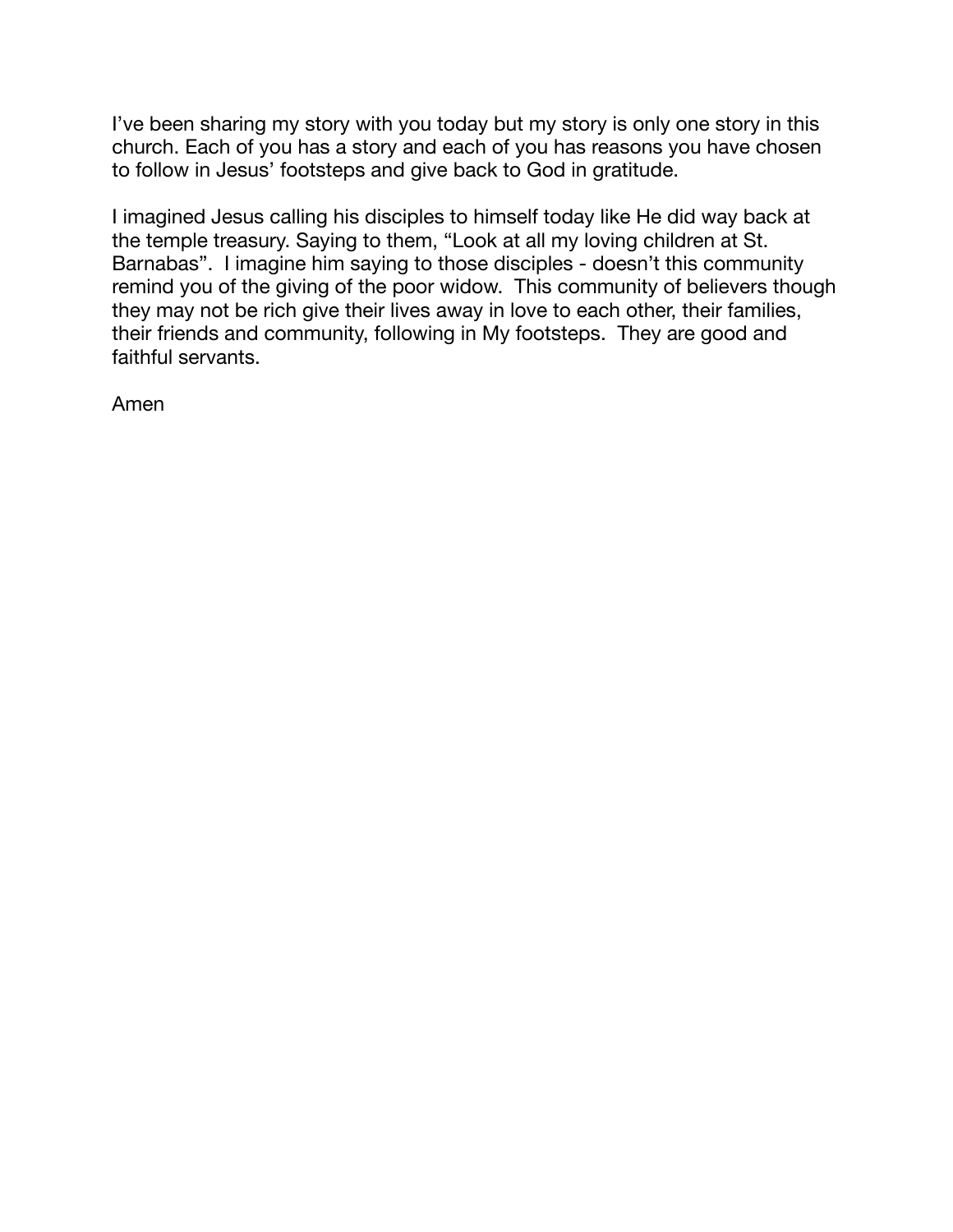I've been sharing my story with you today but my story is only one story in this church. Each of you has a story and each of you has reasons you have chosen to follow in Jesus' footsteps and give back to God in gratitude.

I imagined Jesus calling his disciples to himself today like He did way back at the temple treasury. Saying to them, "Look at all my loving children at St. Barnabas". I imagine him saying to those disciples - doesn't this community remind you of the giving of the poor widow. This community of believers though they may not be rich give their lives away in love to each other, their families, their friends and community, following in My footsteps. They are good and faithful servants.

Amen